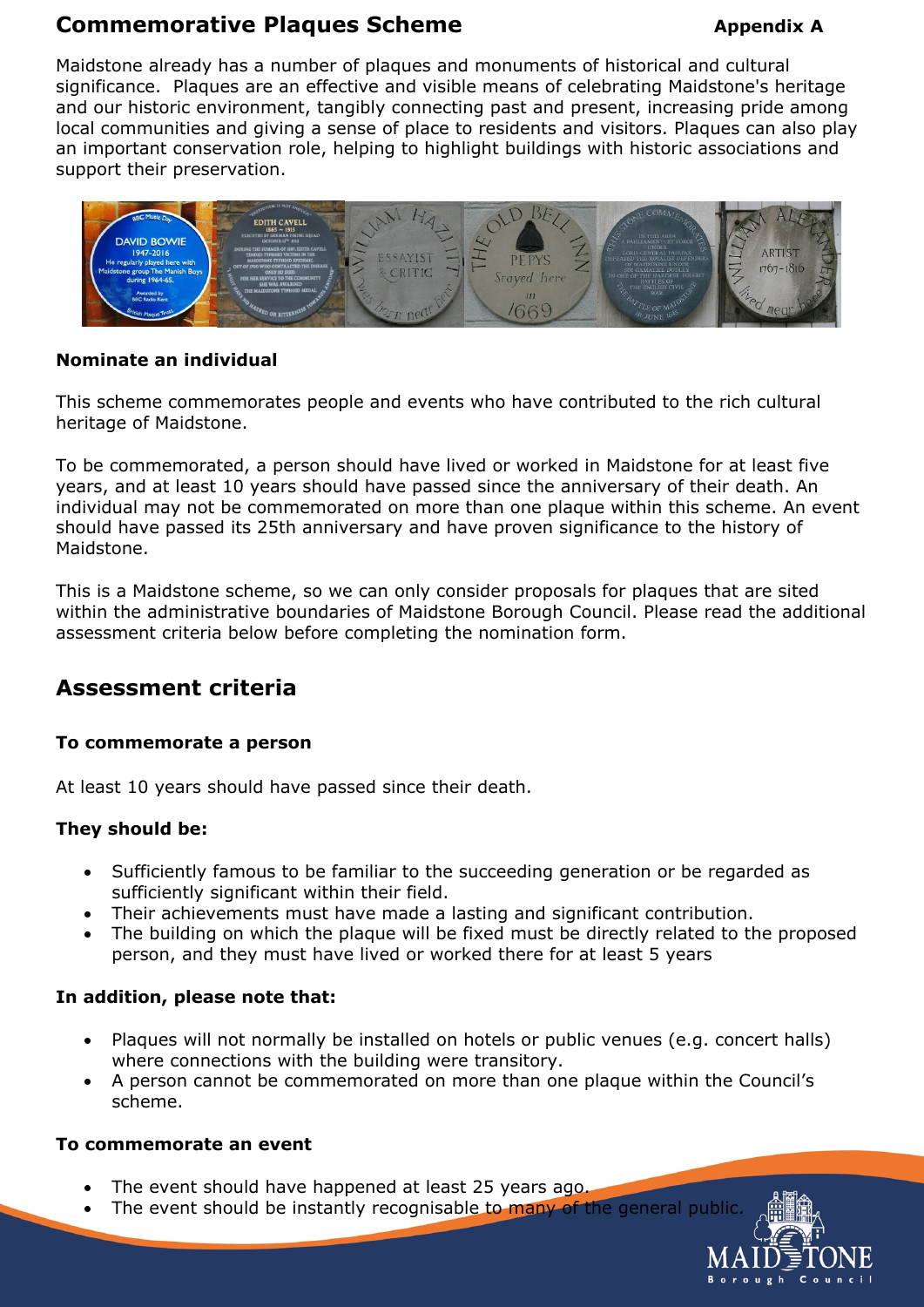# Commemorative Plaques Scheme

**Appendix A**

Maidstone already has a number of plaques and monuments of historical and cultural significance. Plaques are an effective and visible means of celebrating Maidstone's heritage and our historic environment, tangibly connecting past and present, increasing pride among local communities and giving a sense of place to residents and visitors. Plaques can also play an important conservation role, helping to highlight buildings with historic associations and support their preservation.

### Nominate an individual

This scheme commemorates people and events who have contributed to the rich cultural heritage of Maidstone.

To be commemorated, a person should have lived or worked in Maidstone for at least five years, and at least 10 years should have passed since the anniversary of their death. An individual may not be commemorated on more than one plaque within this scheme. An event should have passed its 25th anniversary and have proven significance to the history of Maidstone.

This is a Maidstone scheme, so we can only consider proposals for plaques that are sited within the administrative boundaries of Maidstone Borough Council. Please read the additional assessment criteria below before completing the nomination form.

## Assessment criteria

### To commemorate a person

At least 10 years should have passed since their death.

### They should be:

- Sufficiently famous to be familiar to the succeeding generation or be regarded as sufficiently significant within their field.
- Their achievements must have made a lasting and significant contribution.
- The building on which the plaque will be fixed must be directly related to the proposed person, and they must have lived or worked there for at least 5 years

### In addition, please note that:

- Plaques will not normally be installed on hotels or public venues (e.g. concert halls) where connections with the building were transitory.
- A person cannot be commemorated on more than one plaque within the Council's scheme.

### To commemorate an event

- The event should have happened at least 25 years ago.
- The event should be instantly recognisable to many of the general public.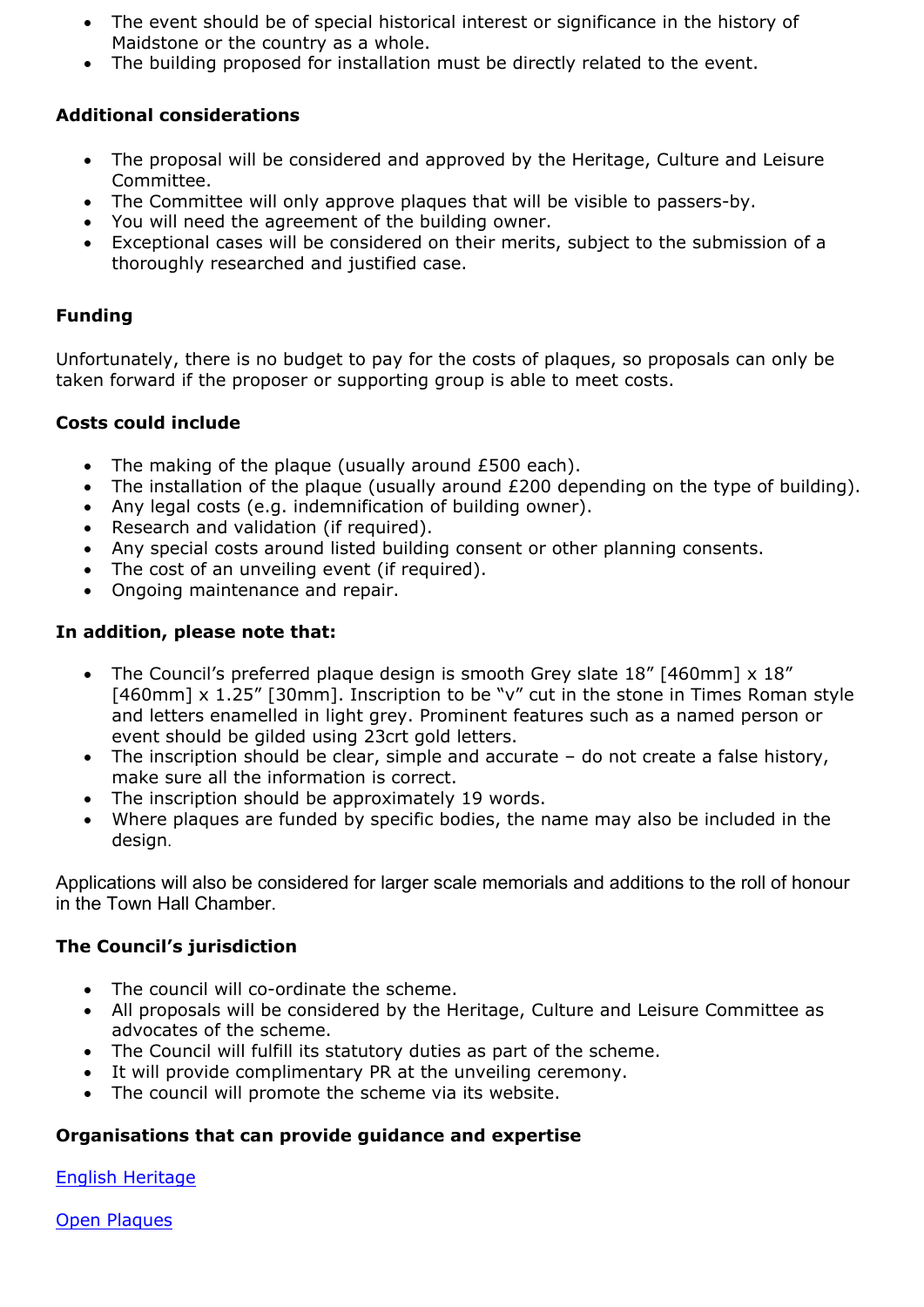- The event should be of special historical interest or significance in the history of Maidstone or the country as a whole.
- The building proposed for installation must be directly related to the event.

**Additional considerations**

- The proposal will be considered and approved by the Heritage, Culture and Leisure Committee.
- The Committee will only approve plaques that will be visible to passers-by.
- You will need the agreement of the building owner.
- Exceptional cases will be considered on their merits, subject to the submission of a thoroughly researched and justified case.

**Funding**

Unfortunately, there is no budget to pay for the costs of plaques, so proposals can only be taken forward if the proposer or supporting group is able to meet costs.

**Costs could include**

- The making of the plaque (usually around £500 each).
- The installation of the plaque (usually around £200 depending on the type of building).
- Any legal costs (e.g. indemnification of building owner).
- Research and validation (if required).
- Any special costs around listed building consent or other planning consents.
- The cost of an unveiling event (if required).
- Ongoing maintenance and repair.

**In addition, please note that:**

- The Council's preferred plaque design is smooth Grey slate 18" [460mm] x 18" [460mm] x 1.25" [30mm]. Inscription to be "v" cut in the stone in Times Roman style and letters enamelled in light grey. Prominent features such as a named person or event should be gilded using 23crt gold letters.
- The inscription should be clear, simple and accurate – do not create a false history, make sure all the information is correct.
- The inscription should be approximately 19 words.
- Where plaques are funded by specific bodies, the name may also be included in the design.

Applications will also be considered for larger scale memorials and additions to the roll of honour in the Town Hall Chamber.

**The Council's jurisdiction**

- The council will co-ordinate the scheme.
- All proposals will be considered by the Heritage, Culture and Leisure Committee as advocates of the scheme.
- The Council will fulfill its statutory duties as part of the scheme.
- It will provide complimentary PR at the unveiling ceremony.
- The council will promote the scheme via its website.

**Organisations that can provide guidance and expertise**

English Heritage

Open Plaques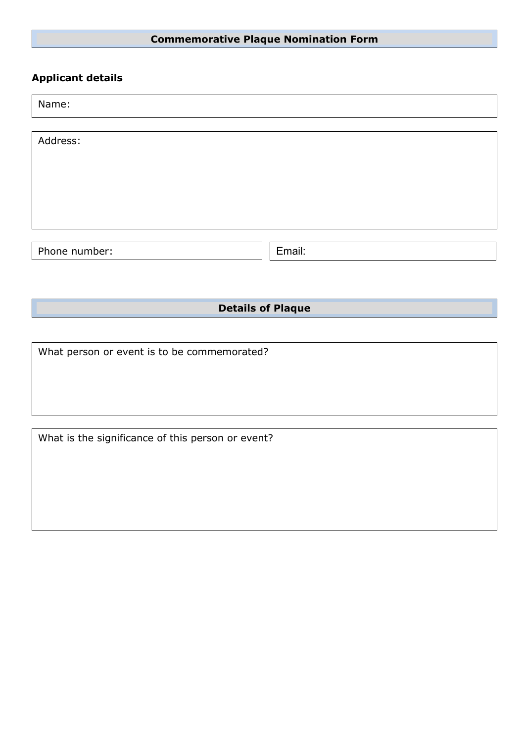## Commemorative Plaque Nomination Form

### Applicant details

Name:

Address:

Phone number:

Email:

## Details of Plaque

What person or event is to be commemorated?

What is the significance of this person or event?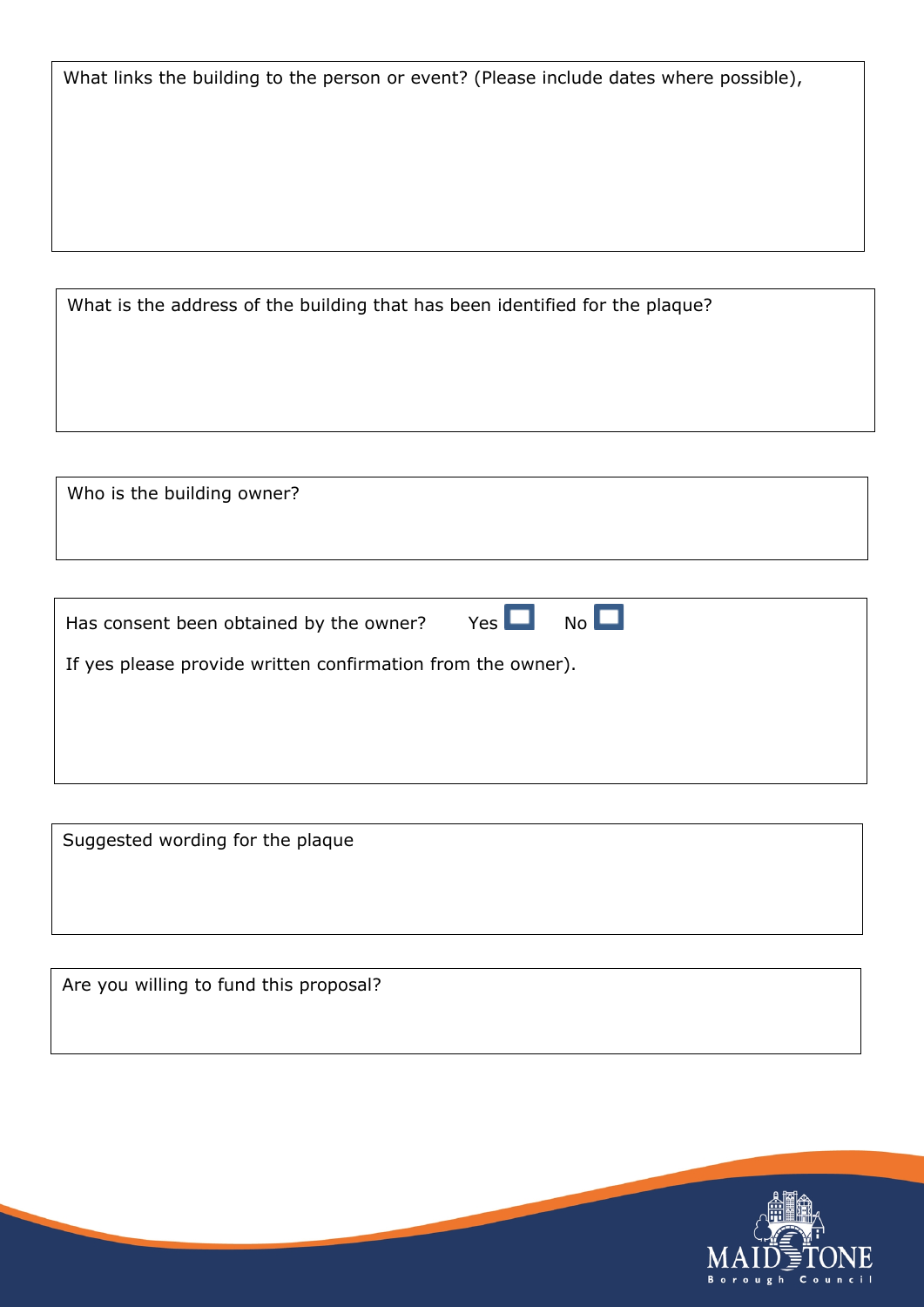What links the building to the person or event? (Please include dates where possible),

What is the address of the building that has been identified for the plaque?

Who is the building owner?

Has consent been obtained by the owner? Yes ☐ No ☐

If yes please provide written confirmation from the owner).

Suggested wording for the plaque

Are you willing to fund this proposal?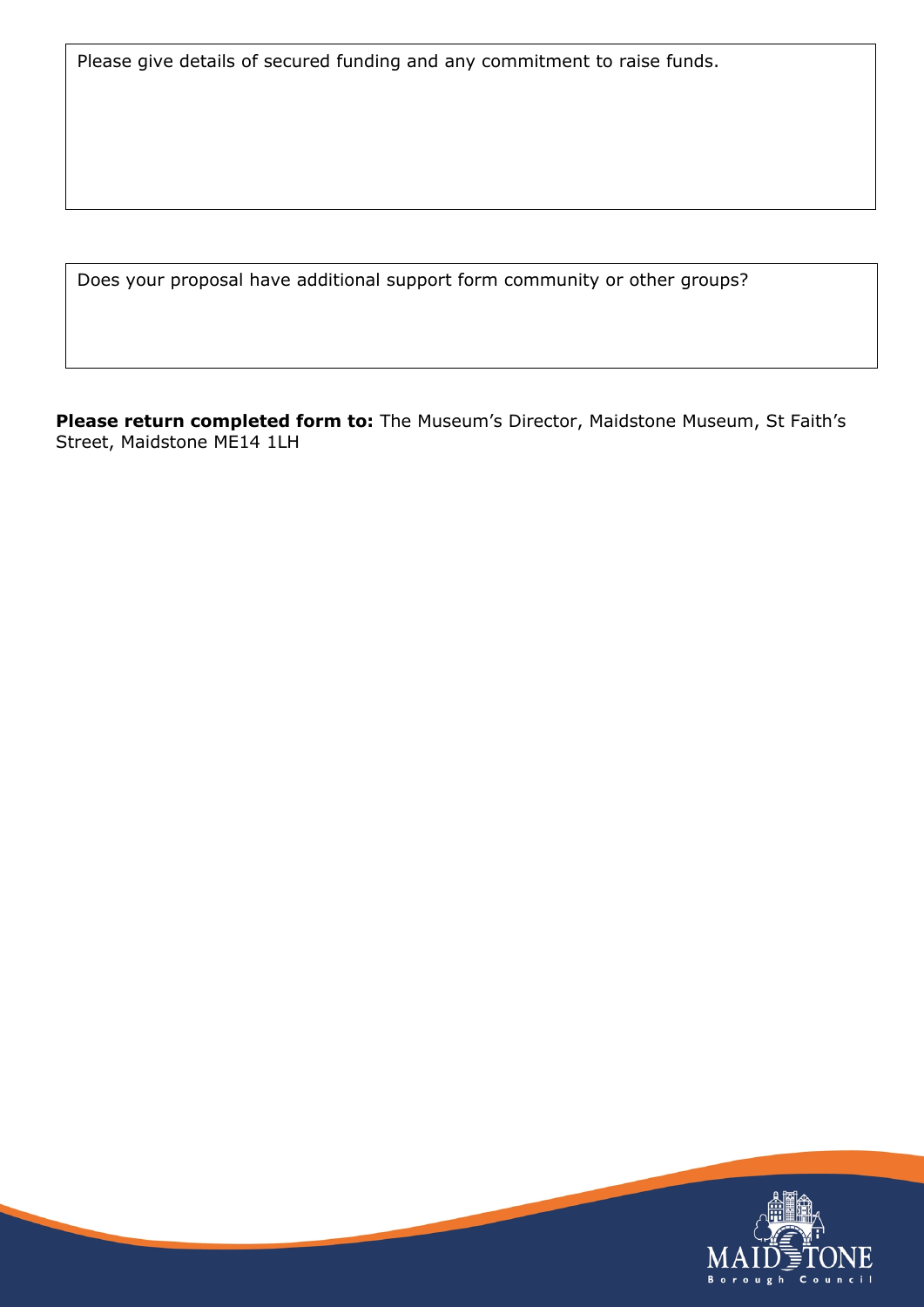Please give details of secured funding and any commitment to raise funds.

Does your proposal have additional support form community or other groups?

**Please return completed form to:** The Museum's Director, Maidstone Museum, St Faith's Street, Maidstone ME14 1LH